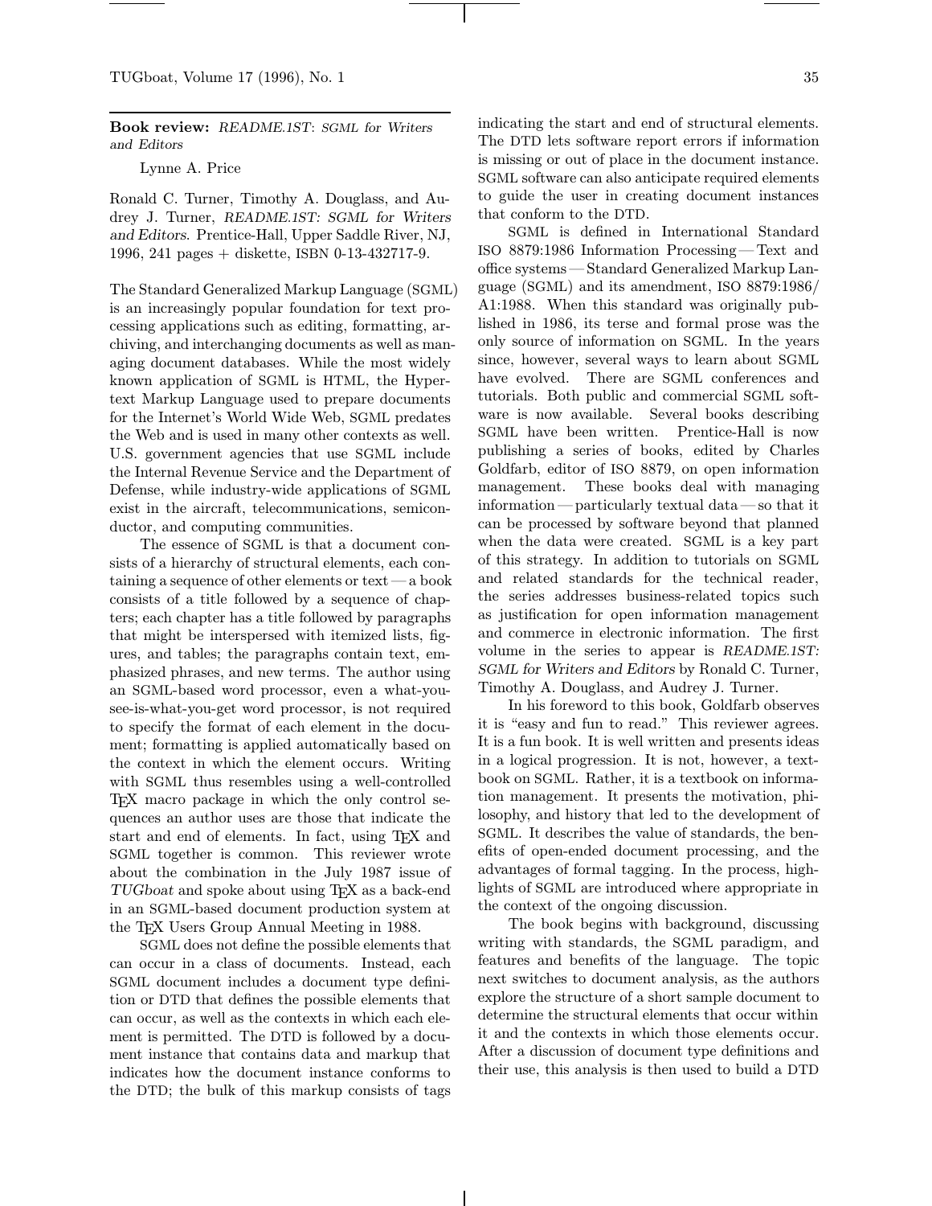**Book review:** *README.1ST: SGML for Writers and Editors*

Lynne A. Price

Ronald C. Turner, Timothy A. Douglass, and Audrey J. Turner, *README.1ST: SGML for Writers and Editors*. Prentice-Hall, Upper Saddle River, NJ, 1996, 241 pages + diskette, ISBN 0-13-432717-9.

The Standard Generalized Markup Language (SGML) is an increasingly popular foundation for text processing applications such as editing, formatting, archiving, and interchanging documents as well as managing document databases. While the most widely known application of SGML is HTML, the Hypertext Markup Language used to prepare documents for the Internet's World Wide Web, SGML predates the Web and is used in many other contexts as well. U.S. government agencies that use SGML include the Internal Revenue Service and the Department of Defense, while industry-wide applications of SGML exist in the aircraft, telecommunications, semiconductor, and computing communities.

The essence of SGML is that a document consists of a hierarchy of structural elements, each containing a sequence of other elements or text — a book consists of a title followed by a sequence of chapters; each chapter has a title followed by paragraphs that might be interspersed with itemized lists, figures, and tables; the paragraphs contain text, emphasized phrases, and new terms. The author using an SGML-based word processor, even a what-you-see-is-what-you-get word processor, is not required to specify the format of each element in the document; formatting is applied automatically based on the context in which the element occurs. Writing with SGML thus resembles using a well-controlled TeX macro package in which the only control sequences an author uses are those that indicate the start and end of elements. In fact, using TeX and SGML together is common. This reviewer wrote about the combination in the July 1987 issue of *TUGboat* and spoke about using TeX as a back-end in an SGML-based document production system at the TeX Users Group Annual Meeting in 1988.

SGML does not define the possible elements that can occur in a class of documents. Instead, each SGML document includes a document type definition or DTD that defines the possible elements that can occur, as well as the contexts in which each element is permitted. The DTD is followed by a document instance that contains data and markup that indicates how the document instance conforms to the DTD; the bulk of this markup consists of tags indicating the start and end of structural elements. The DTD lets software report errors if information is missing or out of place in the document instance. SGML software can also anticipate required elements to guide the user in creating document instances that conform to the DTD.

SGML is defined in International Standard ISO 8879:1986 Information Processing — Text and office systems — Standard Generalized Markup Language (SGML) and its amendment, ISO 8879:1986/A1:1988. When this standard was originally published in 1986, its terse and formal prose was the only source of information on SGML. In the years since, however, several ways to learn about SGML have evolved. There are SGML conferences and tutorials. Both public and commercial SGML software is now available. Several books describing SGML have been written. Prentice-Hall is now publishing a series of books, edited by Charles Goldfarb, editor of ISO 8879, on open information management. These books deal with managing information — particularly textual data — so that it can be processed by software beyond that planned when the data were created. SGML is a key part of this strategy. In addition to tutorials on SGML and related standards for the technical reader, the series addresses business-related topics such as justification for open information management and commerce in electronic information. The first volume in the series to appear is *README.1ST: SGML for Writers and Editors* by Ronald C. Turner, Timothy A. Douglass, and Audrey J. Turner.

In his foreword to this book, Goldfarb observes it is "easy and fun to read." This reviewer agrees. It is a fun book. It is well written and presents ideas in a logical progression. It is not, however, a textbook on SGML. Rather, it is a textbook on information management. It presents the motivation, philosophy, and history that led to the development of SGML. It describes the value of standards, the benefits of open-ended document processing, and the advantages of formal tagging. In the process, highlights of SGML are introduced where appropriate in the context of the ongoing discussion.

The book begins with background, discussing writing with standards, the SGML paradigm, and features and benefits of the language. The topic next switches to document analysis, as the authors explore the structure of a short sample document to determine the structural elements that occur within it and the contexts in which those elements occur. After a discussion of document type definitions and their use, this analysis is then used to build a DTD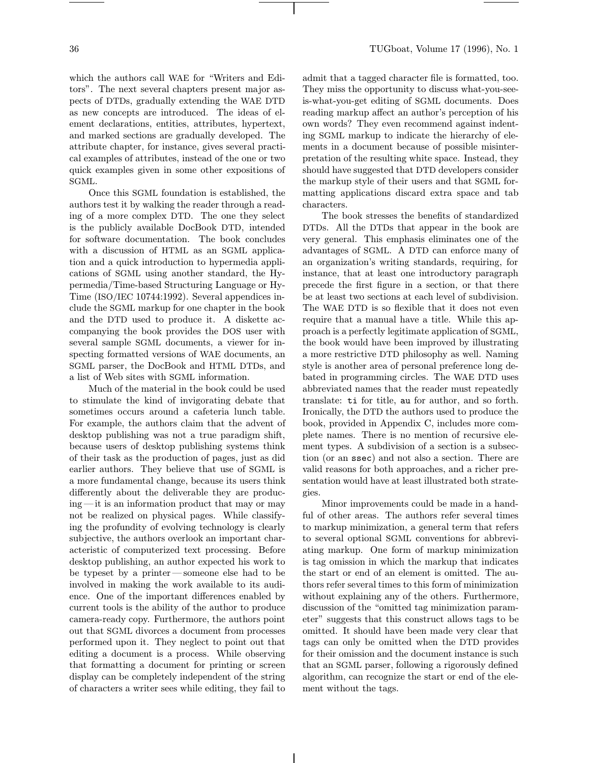which the authors call WAE for "Writers and Editors". The next several chapters present major aspects of DTDs, gradually extending the WAE DTD as new concepts are introduced. The ideas of element declarations, entities, attributes, hypertext, and marked sections are gradually developed. The attribute chapter, for instance, gives several practical examples of attributes, instead of the one or two quick examples given in some other expositions of SGML.

Once this SGML foundation is established, the authors test it by walking the reader through a reading of a more complex DTD. The one they select is the publicly available DocBook DTD, intended for software documentation. The book concludes with a discussion of HTML as an SGML application and a quick introduction to hypermedia applications of SGML using another standard, the Hypermedia/Time-based Structuring Language or HyTime (ISO/IEC 10744:1992). Several appendices include the SGML markup for one chapter in the book and the DTD used to produce it. A diskette accompanying the book provides the DOS user with several sample SGML documents, a viewer for inspecting formatted versions of WAE documents, an SGML parser, the DocBook and HTML DTDs, and a list of Web sites with SGML information.

Much of the material in the book could be used to stimulate the kind of invigorating debate that sometimes occurs around a cafeteria lunch table. For example, the authors claim that the advent of desktop publishing was not a true paradigm shift, because users of desktop publishing systems think of their task as the production of pages, just as did earlier authors. They believe that use of SGML is a more fundamental change, because its users think differently about the deliverable they are producing — it is an information product that may or may not be realized on physical pages. While classifying the profundity of evolving technology is clearly subjective, the authors overlook an important characteristic of computerized text processing. Before desktop publishing, an author expected his work to be typeset by a printer — someone else had to be involved in making the work available to its audience. One of the important differences enabled by current tools is the ability of the author to produce camera-ready copy. Furthermore, the authors point out that SGML divorces a document from processes performed upon it. They neglect to point out that editing a document is a process. While observing that formatting a document for printing or screen display can be completely independent of the string of characters a writer sees while editing, they fail to admit that a tagged character file is formatted, too. They miss the opportunity to discuss what-you-see-is-what-you-get editing of SGML documents. Does reading markup affect an author's perception of his own words? They even recommend against indenting SGML markup to indicate the hierarchy of elements in a document because of possible misinterpretation of the resulting white space. Instead, they should have suggested that DTD developers consider the markup style of their users and that SGML formatting applications discard extra space and tab characters.

The book stresses the benefits of standardized DTDs. All the DTDs that appear in the book are very general. This emphasis eliminates one of the advantages of SGML. A DTD can enforce many of an organization's writing standards, requiring, for instance, that at least one introductory paragraph precede the first figure in a section, or that there be at least two sections at each level of subdivision. The WAE DTD is so flexible that it does not even require that a manual have a title. While this approach is a perfectly legitimate application of SGML, the book would have been improved by illustrating a more restrictive DTD philosophy as well. Naming style is another area of personal preference long debated in programming circles. The WAE DTD uses abbreviated names that the reader must repeatedly translate: `ti` for title, `au` for author, and so forth. Ironically, the DTD the authors used to produce the book, provided in Appendix C, includes more complete names. There is no mention of recursive element types. A subdivision of a section is a subsection (or an `ssec`) and not also a section. There are valid reasons for both approaches, and a richer presentation would have at least illustrated both strategies.

Minor improvements could be made in a handful of other areas. The authors refer several times to markup minimization, a general term that refers to several optional SGML conventions for abbreviating markup. One form of markup minimization is tag omission in which the markup that indicates the start or end of an element is omitted. The authors refer several times to this form of minimization without explaining any of the others. Furthermore, discussion of the "omitted tag minimization parameter" suggests that this construct allows tags to be omitted. It should have been made very clear that tags can only be omitted when the DTD provides for their omission and the document instance is such that an SGML parser, following a rigorously defined algorithm, can recognize the start or end of the element without the tags.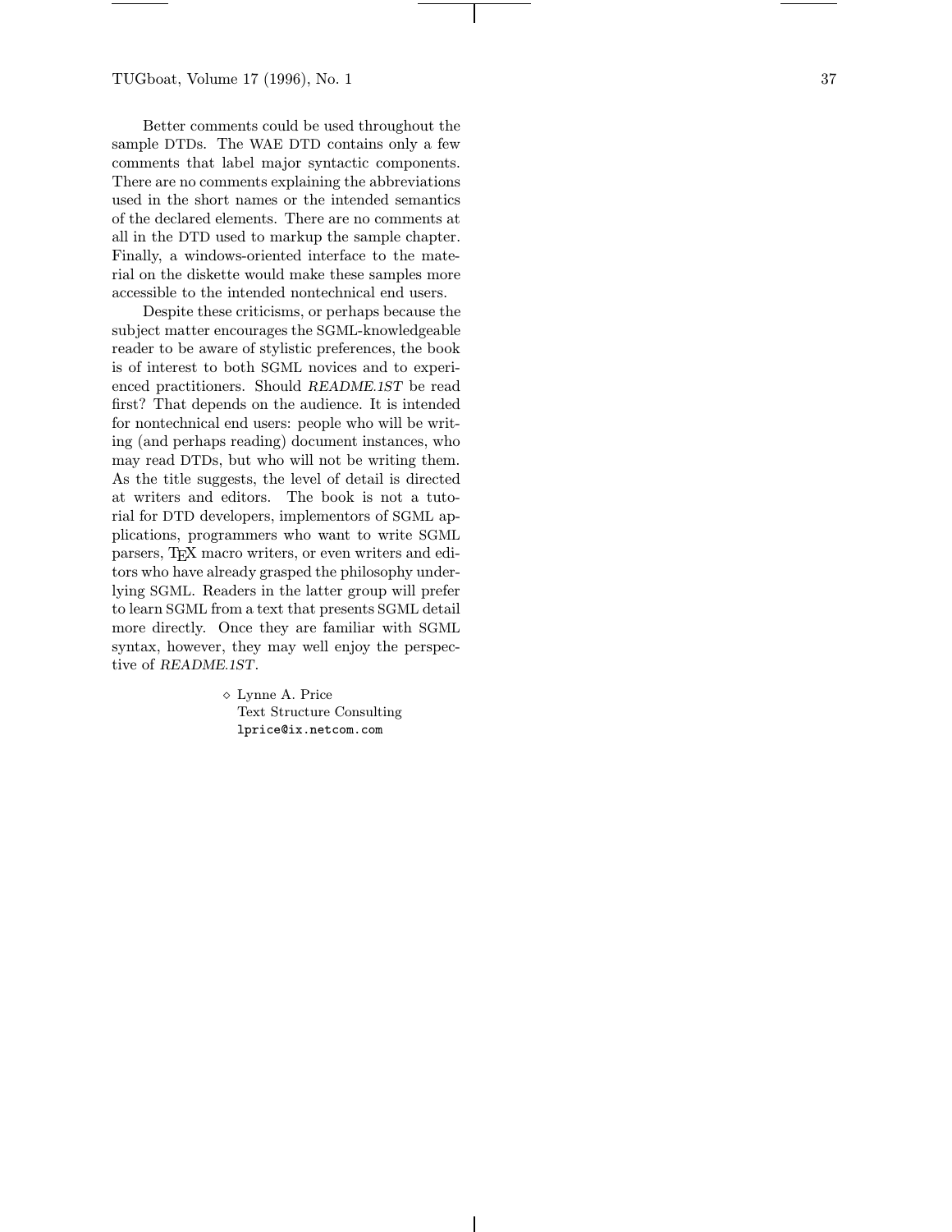Better comments could be used throughout the sample DTDs. The WAE DTD contains only a few comments that label major syntactic components. There are no comments explaining the abbreviations used in the short names or the intended semantics of the declared elements. There are no comments at all in the DTD used to markup the sample chapter. Finally, a windows-oriented interface to the material on the diskette would make these samples more accessible to the intended nontechnical end users.

Despite these criticisms, or perhaps because the subject matter encourages the SGML-knowledgeable reader to be aware of stylistic preferences, the book is of interest to both SGML novices and to experienced practitioners. Should *README.1ST* be read first? That depends on the audience. It is intended for nontechnical end users: people who will be writing (and perhaps reading) document instances, who may read DTDs, but who will not be writing them. As the title suggests, the level of detail is directed at writers and editors. The book is not a tutorial for DTD developers, implementors of SGML applications, programmers who want to write SGML parsers, TEX macro writers, or even writers and editors who have already grasped the philosophy underlying SGML. Readers in the latter group will prefer to learn SGML from a text that presents SGML detail more directly. Once they are familiar with SGML syntax, however, they may well enjoy the perspective of *README.1ST*.

◇ Lynne A. Price
Text Structure Consulting
`lprice@ix.netcom.com`